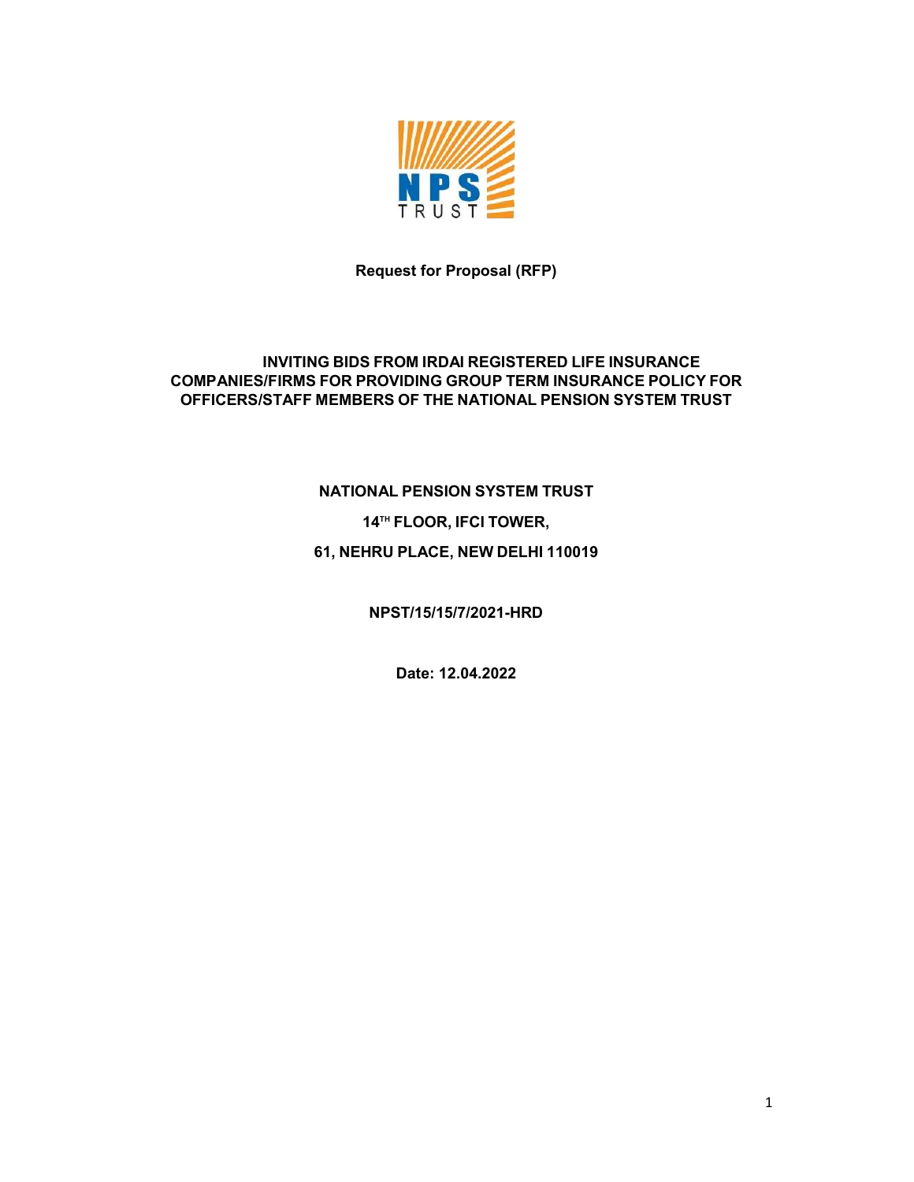**Request for Proposal (RFP)**

# INVITING BIDS FROM IRDAI REGISTERED LIFE INSURANCE COMPANIES/FIRMS FOR PROVIDING GROUP TERM INSURANCE POLICY FOR OFFICERS/STAFF MEMBERS OF THE NATIONAL PENSION SYSTEM TRUST

**NATIONAL PENSION SYSTEM TRUST**

**14TH FLOOR, IFCI TOWER,**

**61, NEHRU PLACE, NEW DELHI 110019**

**NPST/15/15/7/2021-HRD**

**Date: 12.04.2022**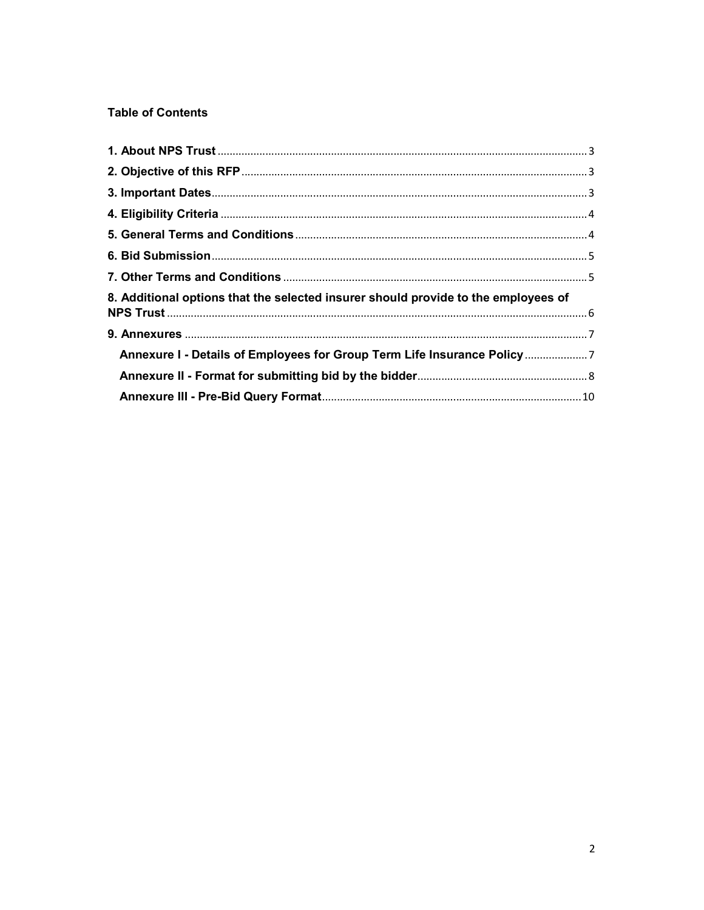**Table of Contents**

**1. About NPS Trust** ............................................................ 3

**2. Objective of this RFP** ............................................................ 3

**3. Important Dates** ............................................................ 3

**4. Eligibility Criteria** ............................................................ 4

**5. General Terms and Conditions** ............................................................ 4

**6. Bid Submission** ............................................................ 5

**7. Other Terms and Conditions** ............................................................ 5

**8. Additional options that the selected insurer should provide to the employees of NPS Trust** ............................................................ 6

**9. Annexures** ............................................................ 7

- **Annexure I - Details of Employees for Group Term Life Insurance Policy** ............................................................ 7
- **Annexure II - Format for submitting bid by the bidder** ............................................................ 8
- **Annexure III - Pre-Bid Query Format** ............................................................ 10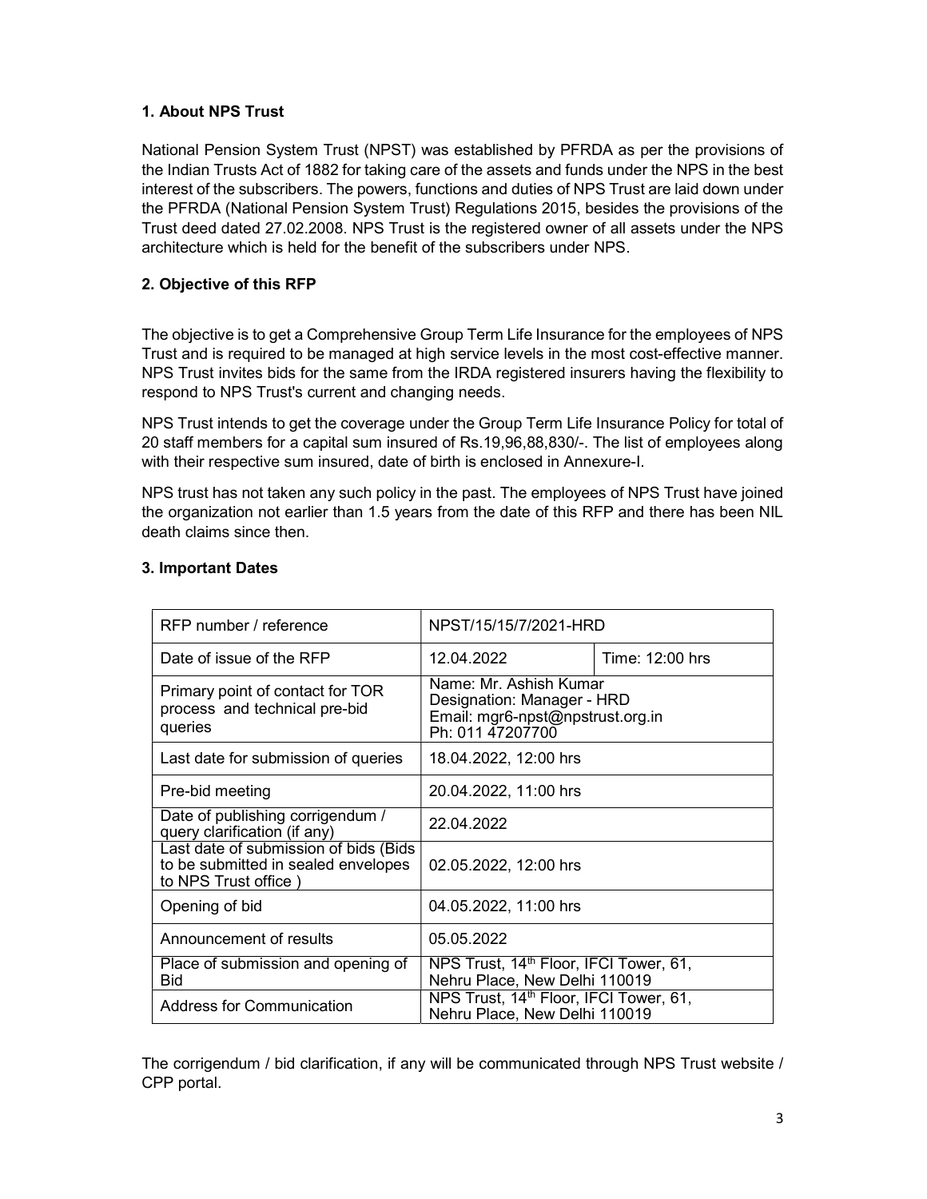## 1. About NPS Trust

National Pension System Trust (NPST) was established by PFRDA as per the provisions of the Indian Trusts Act of 1882 for taking care of the assets and funds under the NPS in the best interest of the subscribers. The powers, functions and duties of NPS Trust are laid down under the PFRDA (National Pension System Trust) Regulations 2015, besides the provisions of the Trust deed dated 27.02.2008. NPS Trust is the registered owner of all assets under the NPS architecture which is held for the benefit of the subscribers under NPS.

## 2. Objective of this RFP

The objective is to get a Comprehensive Group Term Life Insurance for the employees of NPS Trust and is required to be managed at high service levels in the most cost-effective manner. NPS Trust invites bids for the same from the IRDA registered insurers having the flexibility to respond to NPS Trust's current and changing needs.

NPS Trust intends to get the coverage under the Group Term Life Insurance Policy for total of 20 staff members for a capital sum insured of Rs.19,96,88,830/-. The list of employees along with their respective sum insured, date of birth is enclosed in Annexure-I.

NPS trust has not taken any such policy in the past. The employees of NPS Trust have joined the organization not earlier than 1.5 years from the date of this RFP and there has been NIL death claims since then.

## 3. Important Dates

| RFP number / reference | NPST/15/15/7/2021-HRD | |
|---|---|---|
| Date of issue of the RFP | 12.04.2022 | Time: 12:00 hrs |
| Primary point of contact for TOR process and technical pre-bid queries | Name: Mr. Ashish Kumar<br>Designation: Manager - HRD<br>Email: mgr6-npst@npstrust.org.in<br>Ph: 011 47207700 | |
| Last date for submission of queries | 18.04.2022, 12:00 hrs | |
| Pre-bid meeting | 20.04.2022, 11:00 hrs | |
| Date of publishing corrigendum / query clarification (if any) | 22.04.2022 | |
| Last date of submission of bids (Bids to be submitted in sealed envelopes to NPS Trust office ) | 02.05.2022, 12:00 hrs | |
| Opening of bid | 04.05.2022, 11:00 hrs | |
| Announcement of results | 05.05.2022 | |
| Place of submission and opening of Bid | NPS Trust, 14th Floor, IFCI Tower, 61, Nehru Place, New Delhi 110019 | |
| Address for Communication | NPS Trust, 14th Floor, IFCI Tower, 61, Nehru Place, New Delhi 110019 | |

The corrigendum / bid clarification, if any will be communicated through NPS Trust website / CPP portal.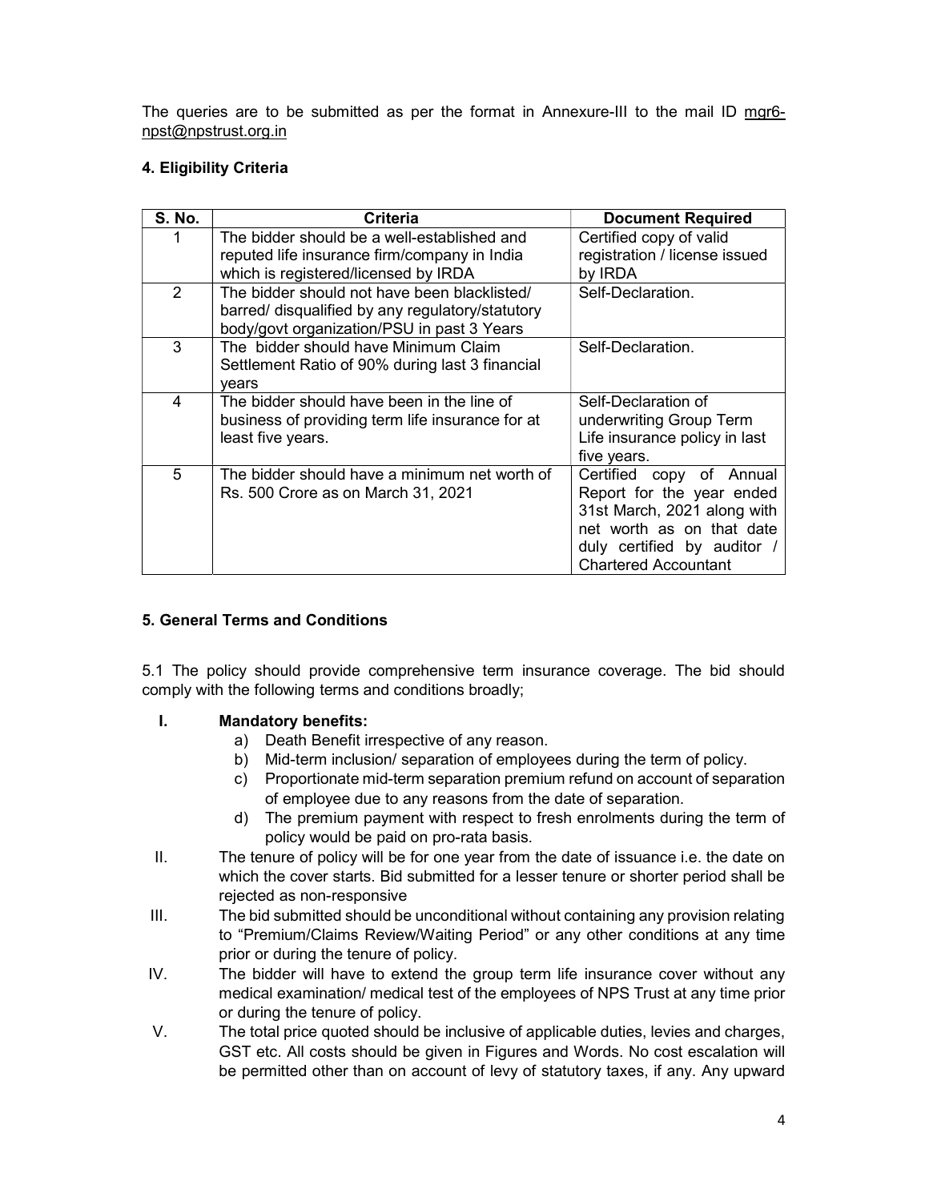The queries are to be submitted as per the format in Annexure-III to the mail ID mgr6-npst@npstrust.org.in

### 4. Eligibility Criteria

| S. No. | Criteria | Document Required |
|---|---|---|
| 1 | The bidder should be a well-established and reputed life insurance firm/company in India which is registered/licensed by IRDA | Certified copy of valid registration / license issued by IRDA |
| 2 | The bidder should not have been blacklisted/ barred/ disqualified by any regulatory/statutory body/govt organization/PSU in past 3 Years | Self-Declaration. |
| 3 | The bidder should have Minimum Claim Settlement Ratio of 90% during last 3 financial years | Self-Declaration. |
| 4 | The bidder should have been in the line of business of providing term life insurance for at least five years. | Self-Declaration of underwriting Group Term Life insurance policy in last five years. |
| 5 | The bidder should have a minimum net worth of Rs. 500 Crore as on March 31, 2021 | Certified copy of Annual Report for the year ended 31st March, 2021 along with net worth as on that date duly certified by auditor / Chartered Accountant |

### 5. General Terms and Conditions

5.1 The policy should provide comprehensive term insurance coverage. The bid should comply with the following terms and conditions broadly;

I. **Mandatory benefits:**
   a) Death Benefit irrespective of any reason.
   b) Mid-term inclusion/ separation of employees during the term of policy.
   c) Proportionate mid-term separation premium refund on account of separation of employee due to any reasons from the date of separation.
   d) The premium payment with respect to fresh enrolments during the term of policy would be paid on pro-rata basis.

II. The tenure of policy will be for one year from the date of issuance i.e. the date on which the cover starts. Bid submitted for a lesser tenure or shorter period shall be rejected as non-responsive

III. The bid submitted should be unconditional without containing any provision relating to "Premium/Claims Review/Waiting Period" or any other conditions at any time prior or during the tenure of policy.

IV. The bidder will have to extend the group term life insurance cover without any medical examination/ medical test of the employees of NPS Trust at any time prior or during the tenure of policy.

V. The total price quoted should be inclusive of applicable duties, levies and charges, GST etc. All costs should be given in Figures and Words. No cost escalation will be permitted other than on account of levy of statutory taxes, if any. Any upward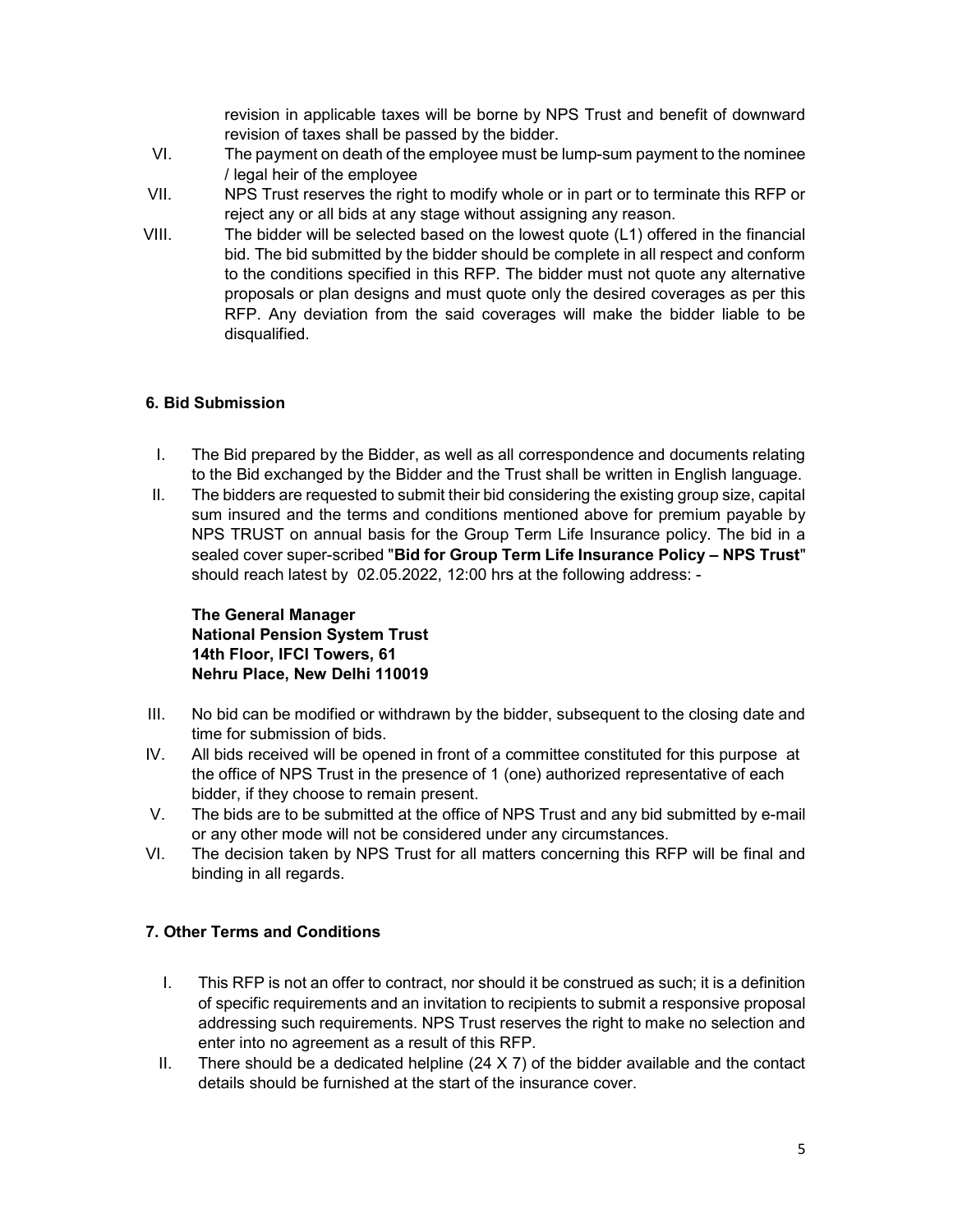revision in applicable taxes will be borne by NPS Trust and benefit of downward revision of taxes shall be passed by the bidder.

VI. The payment on death of the employee must be lump-sum payment to the nominee / legal heir of the employee

VII. NPS Trust reserves the right to modify whole or in part or to terminate this RFP or reject any or all bids at any stage without assigning any reason.

VIII. The bidder will be selected based on the lowest quote (L1) offered in the financial bid. The bid submitted by the bidder should be complete in all respect and conform to the conditions specified in this RFP. The bidder must not quote any alternative proposals or plan designs and must quote only the desired coverages as per this RFP. Any deviation from the said coverages will make the bidder liable to be disqualified.

### 6. Bid Submission

I. The Bid prepared by the Bidder, as well as all correspondence and documents relating to the Bid exchanged by the Bidder and the Trust shall be written in English language.

II. The bidders are requested to submit their bid considering the existing group size, capital sum insured and the terms and conditions mentioned above for premium payable by NPS TRUST on annual basis for the Group Term Life Insurance policy. The bid in a sealed cover super-scribed "**Bid for Group Term Life Insurance Policy – NPS Trust**" should reach latest by 02.05.2022, 12:00 hrs at the following address: -

  **The General Manager**
  **National Pension System Trust**
  **14th Floor, IFCI Towers, 61**
  **Nehru Place, New Delhi 110019**

III. No bid can be modified or withdrawn by the bidder, subsequent to the closing date and time for submission of bids.

IV. All bids received will be opened in front of a committee constituted for this purpose at the office of NPS Trust in the presence of 1 (one) authorized representative of each bidder, if they choose to remain present.

V. The bids are to be submitted at the office of NPS Trust and any bid submitted by e-mail or any other mode will not be considered under any circumstances.

VI. The decision taken by NPS Trust for all matters concerning this RFP will be final and binding in all regards.

### 7. Other Terms and Conditions

I. This RFP is not an offer to contract, nor should it be construed as such; it is a definition of specific requirements and an invitation to recipients to submit a responsive proposal addressing such requirements. NPS Trust reserves the right to make no selection and enter into no agreement as a result of this RFP.

II. There should be a dedicated helpline (24 X 7) of the bidder available and the contact details should be furnished at the start of the insurance cover.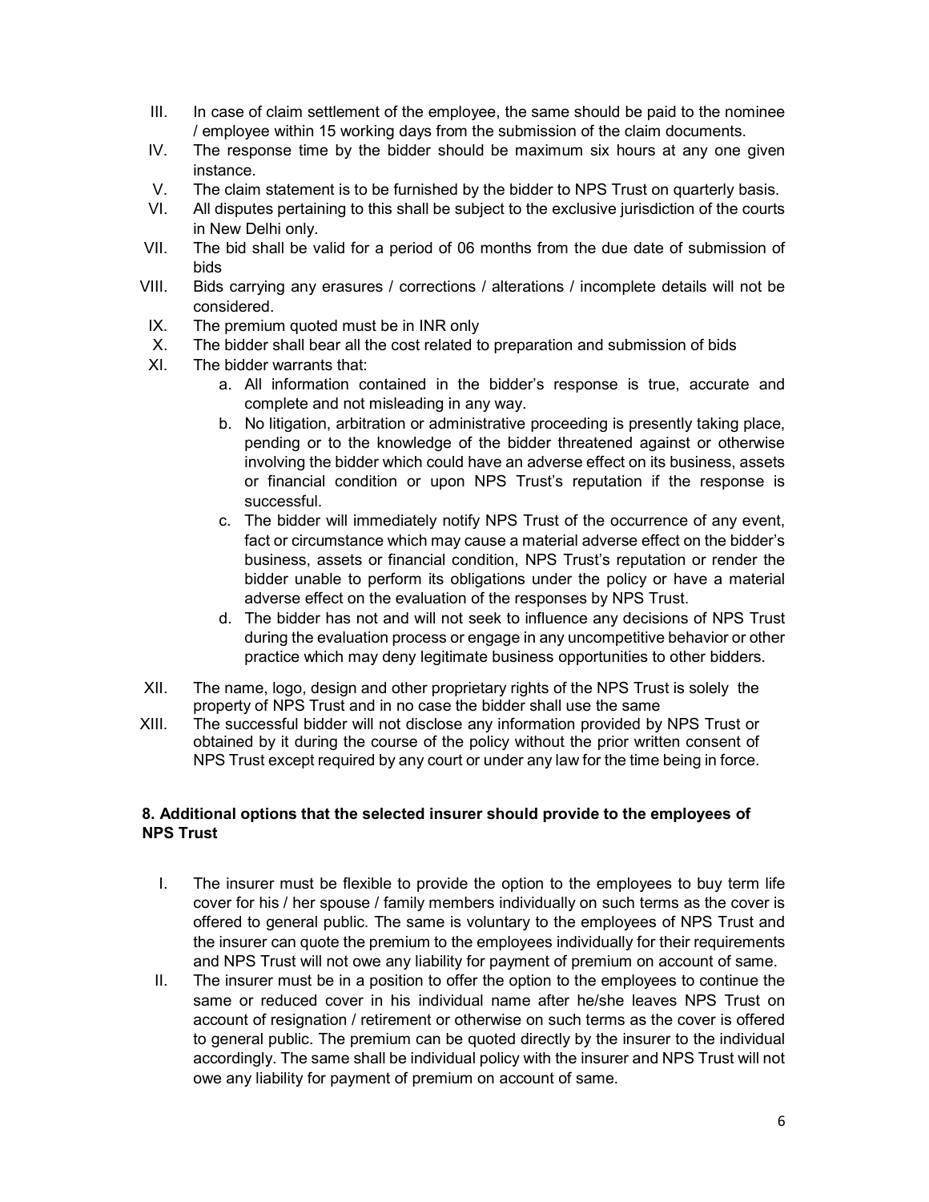III. In case of claim settlement of the employee, the same should be paid to the nominee / employee within 15 working days from the submission of the claim documents.

IV. The response time by the bidder should be maximum six hours at any one given instance.

V. The claim statement is to be furnished by the bidder to NPS Trust on quarterly basis.

VI. All disputes pertaining to this shall be subject to the exclusive jurisdiction of the courts in New Delhi only.

VII. The bid shall be valid for a period of 06 months from the due date of submission of bids

VIII. Bids carrying any erasures / corrections / alterations / incomplete details will not be considered.

IX. The premium quoted must be in INR only

X. The bidder shall bear all the cost related to preparation and submission of bids

XI. The bidder warrants that:

   a. All information contained in the bidder's response is true, accurate and complete and not misleading in any way.
   b. No litigation, arbitration or administrative proceeding is presently taking place, pending or to the knowledge of the bidder threatened against or otherwise involving the bidder which could have an adverse effect on its business, assets or financial condition or upon NPS Trust's reputation if the response is successful.
   c. The bidder will immediately notify NPS Trust of the occurrence of any event, fact or circumstance which may cause a material adverse effect on the bidder's business, assets or financial condition, NPS Trust's reputation or render the bidder unable to perform its obligations under the policy or have a material adverse effect on the evaluation of the responses by NPS Trust.
   d. The bidder has not and will not seek to influence any decisions of NPS Trust during the evaluation process or engage in any uncompetitive behavior or other practice which may deny legitimate business opportunities to other bidders.

XII. The name, logo, design and other proprietary rights of the NPS Trust is solely the property of NPS Trust and in no case the bidder shall use the same

XIII. The successful bidder will not disclose any information provided by NPS Trust or obtained by it during the course of the policy without the prior written consent of NPS Trust except required by any court or under any law for the time being in force.

**8. Additional options that the selected insurer should provide to the employees of NPS Trust**

I. The insurer must be flexible to provide the option to the employees to buy term life cover for his / her spouse / family members individually on such terms as the cover is offered to general public. The same is voluntary to the employees of NPS Trust and the insurer can quote the premium to the employees individually for their requirements and NPS Trust will not owe any liability for payment of premium on account of same.

II. The insurer must be in a position to offer the option to the employees to continue the same or reduced cover in his individual name after he/she leaves NPS Trust on account of resignation / retirement or otherwise on such terms as the cover is offered to general public. The premium can be quoted directly by the insurer to the individual accordingly. The same shall be individual policy with the insurer and NPS Trust will not owe any liability for payment of premium on account of same.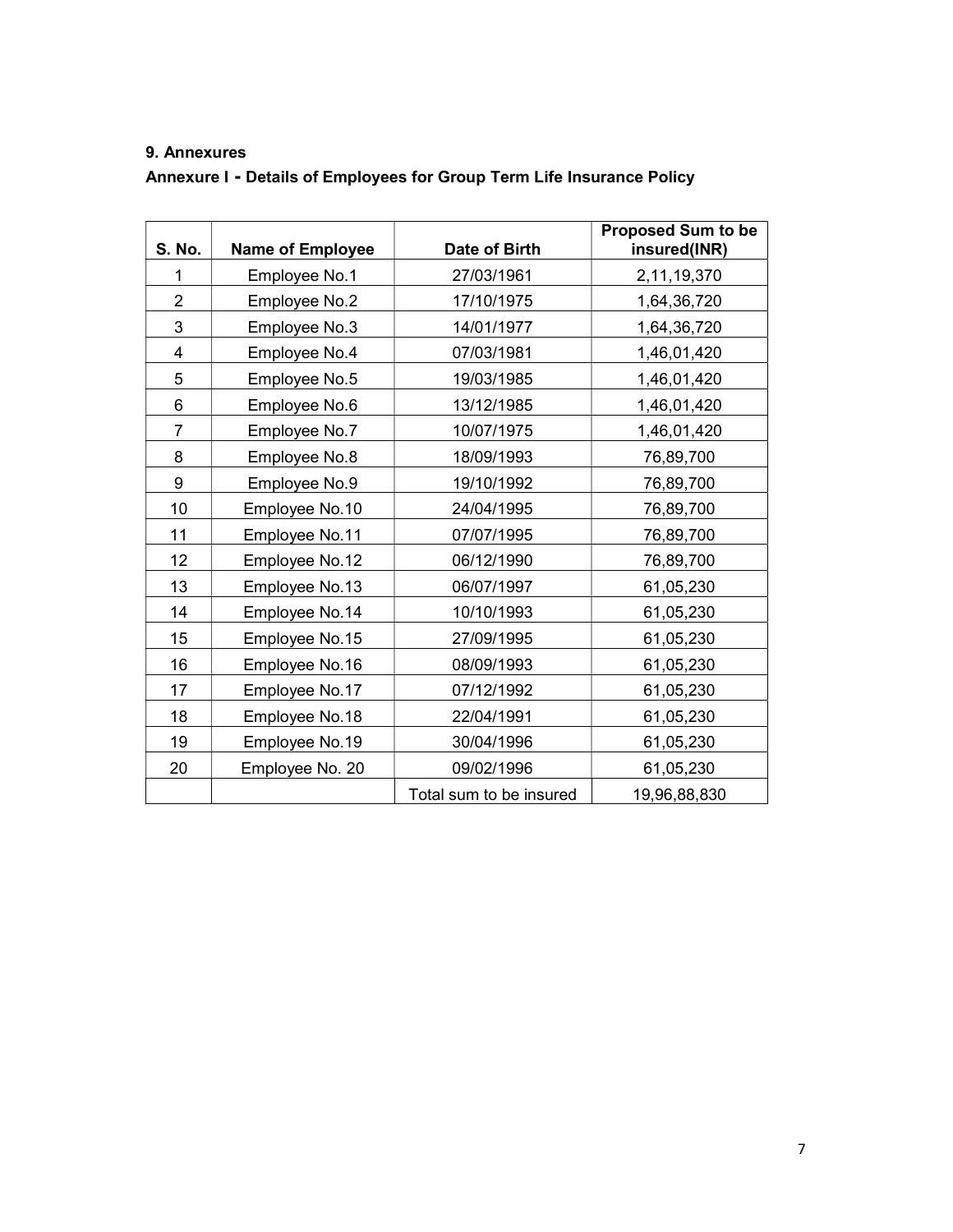## 9. Annexures

### Annexure I - Details of Employees for Group Term Life Insurance Policy

| S. No. | Name of Employee | Date of Birth | Proposed Sum to be insured(INR) |
|---|---|---|---|
| 1 | Employee No.1 | 27/03/1961 | 2,11,19,370 |
| 2 | Employee No.2 | 17/10/1975 | 1,64,36,720 |
| 3 | Employee No.3 | 14/01/1977 | 1,64,36,720 |
| 4 | Employee No.4 | 07/03/1981 | 1,46,01,420 |
| 5 | Employee No.5 | 19/03/1985 | 1,46,01,420 |
| 6 | Employee No.6 | 13/12/1985 | 1,46,01,420 |
| 7 | Employee No.7 | 10/07/1975 | 1,46,01,420 |
| 8 | Employee No.8 | 18/09/1993 | 76,89,700 |
| 9 | Employee No.9 | 19/10/1992 | 76,89,700 |
| 10 | Employee No.10 | 24/04/1995 | 76,89,700 |
| 11 | Employee No.11 | 07/07/1995 | 76,89,700 |
| 12 | Employee No.12 | 06/12/1990 | 76,89,700 |
| 13 | Employee No.13 | 06/07/1997 | 61,05,230 |
| 14 | Employee No.14 | 10/10/1993 | 61,05,230 |
| 15 | Employee No.15 | 27/09/1995 | 61,05,230 |
| 16 | Employee No.16 | 08/09/1993 | 61,05,230 |
| 17 | Employee No.17 | 07/12/1992 | 61,05,230 |
| 18 | Employee No.18 | 22/04/1991 | 61,05,230 |
| 19 | Employee No.19 | 30/04/1996 | 61,05,230 |
| 20 | Employee No. 20 | 09/02/1996 | 61,05,230 |
| | | Total sum to be insured | 19,96,88,830 |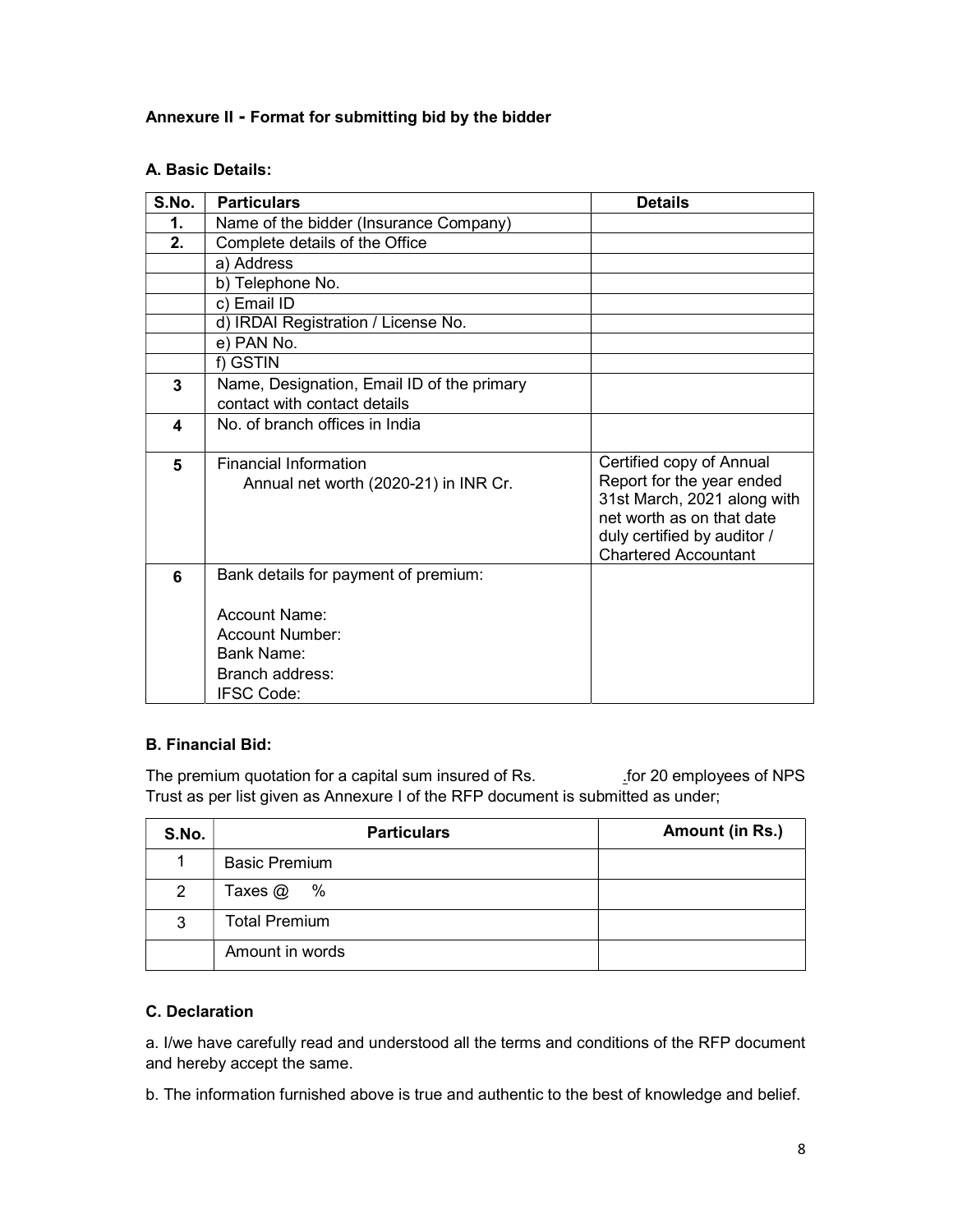**Annexure II - Format for submitting bid by the bidder**

**A. Basic Details:**

| S.No. | Particulars | Details |
|---|---|---|
| 1. | Name of the bidder (Insurance Company) | |
| 2. | Complete details of the Office | |
| | a) Address | |
| | b) Telephone No. | |
| | c) Email ID | |
| | d) IRDAI Registration / License No. | |
| | e) PAN No. | |
| | f) GSTIN | |
| 3 | Name, Designation, Email ID of the primary contact with contact details | |
| 4 | No. of branch offices in India | |
| 5 | Financial Information<br>Annual net worth (2020-21) in INR Cr. | Certified copy of Annual Report for the year ended 31st March, 2021 along with net worth as on that date duly certified by auditor / Chartered Accountant |
| 6 | Bank details for payment of premium:<br><br>Account Name:<br>Account Number:<br>Bank Name:<br>Branch address:<br>IFSC Code: | |

**B. Financial Bid:**

The premium quotation for a capital sum insured of Rs. _for 20 employees of NPS Trust as per list given as Annexure I of the RFP document is submitted as under;

| S.No. | Particulars | Amount (in Rs.) |
|---|---|---|
| 1 | Basic Premium | |
| 2 | Taxes @ % | |
| 3 | Total Premium | |
| | Amount in words | |

**C. Declaration**

a. I/we have carefully read and understood all the terms and conditions of the RFP document and hereby accept the same.

b. The information furnished above is true and authentic to the best of knowledge and belief.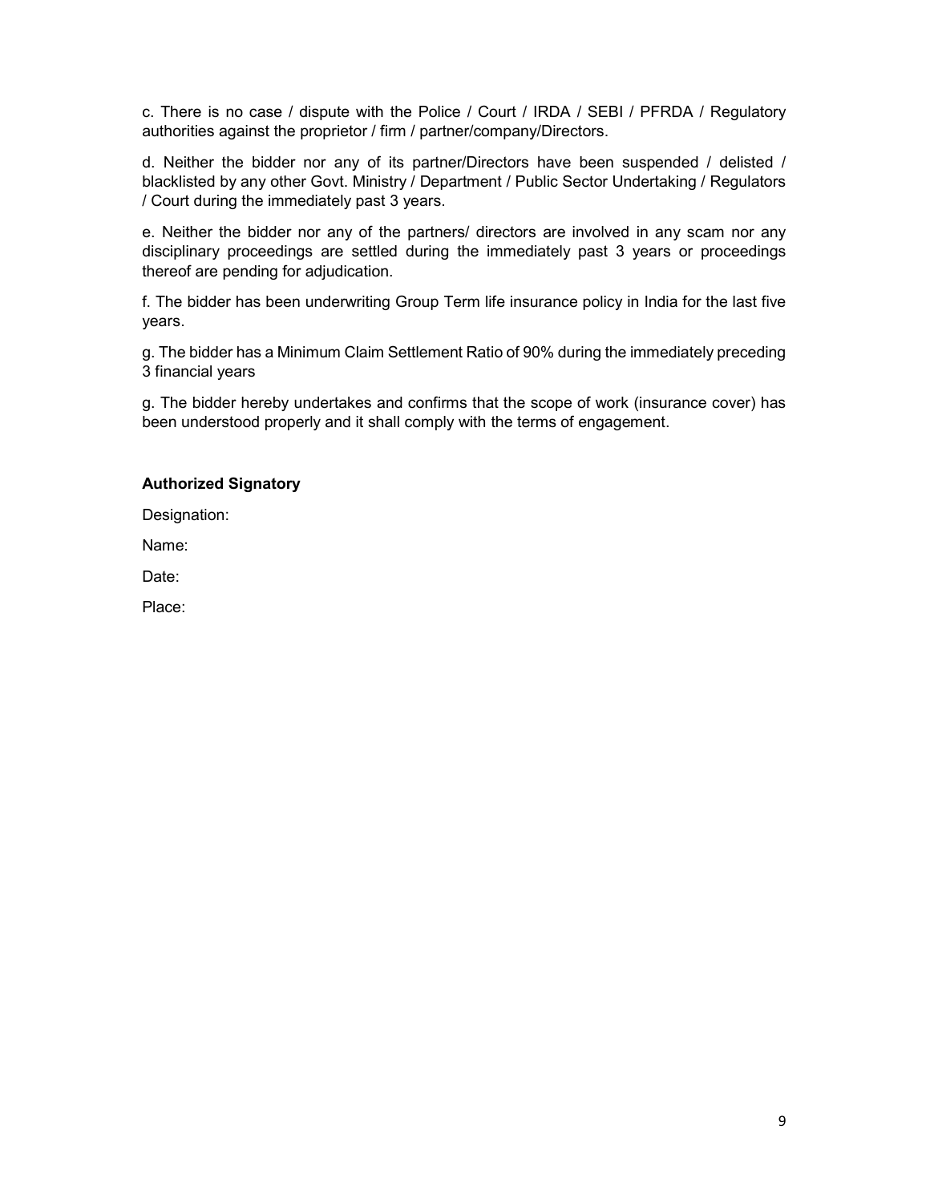c. There is no case / dispute with the Police / Court / IRDA / SEBI / PFRDA / Regulatory authorities against the proprietor / firm / partner/company/Directors.

d. Neither the bidder nor any of its partner/Directors have been suspended / delisted / blacklisted by any other Govt. Ministry / Department / Public Sector Undertaking / Regulators / Court during the immediately past 3 years.

e. Neither the bidder nor any of the partners/ directors are involved in any scam nor any disciplinary proceedings are settled during the immediately past 3 years or proceedings thereof are pending for adjudication.

f. The bidder has been underwriting Group Term life insurance policy in India for the last five years.

g. The bidder has a Minimum Claim Settlement Ratio of 90% during the immediately preceding 3 financial years

g. The bidder hereby undertakes and confirms that the scope of work (insurance cover) has been understood properly and it shall comply with the terms of engagement.

**Authorized Signatory**

Designation:

Name:

Date:

Place: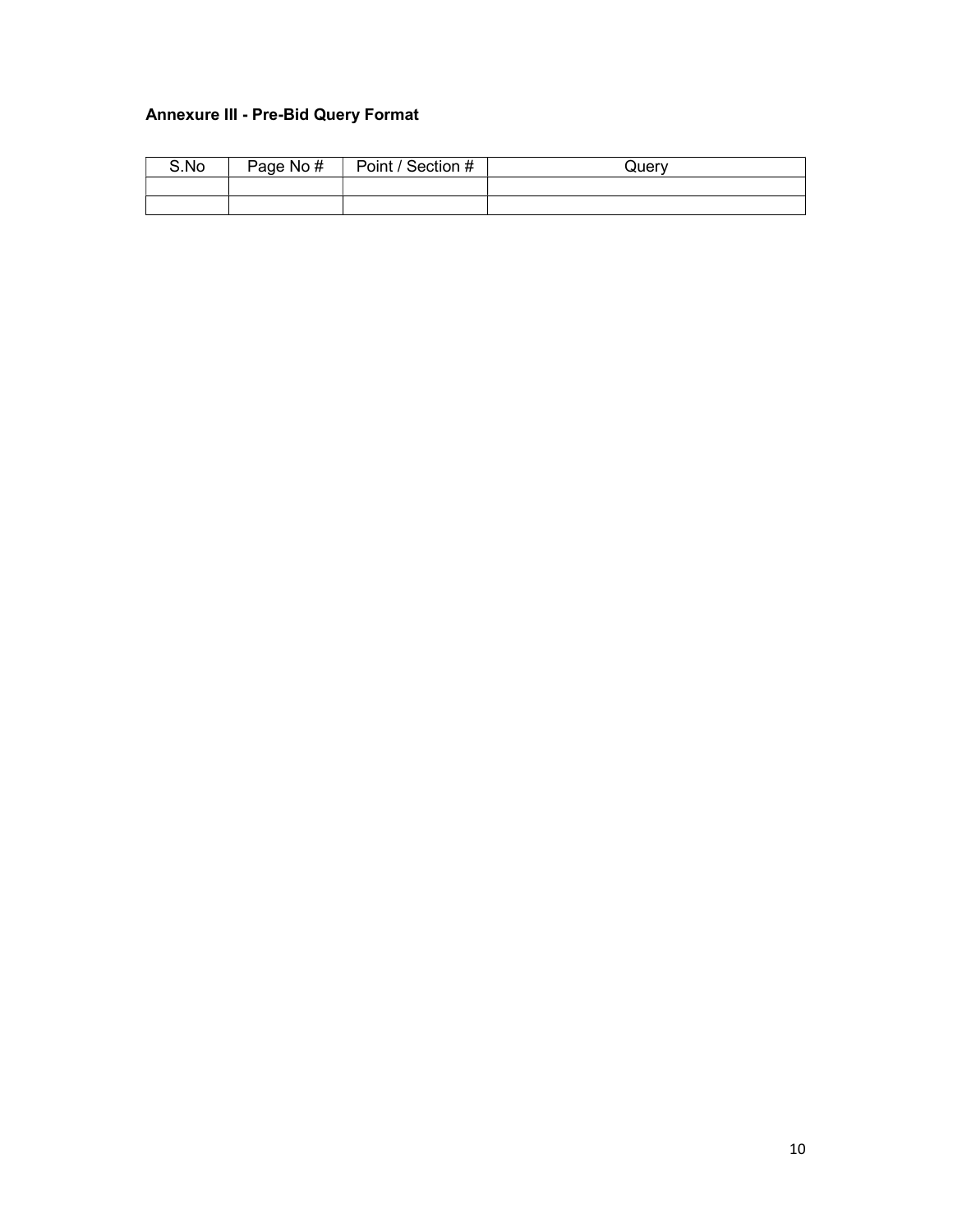### Annexure III - Pre-Bid Query Format

| S.No | Page No # | Point / Section # | Query |
| --- | --- | --- | --- |
| | | | |
| | | | |